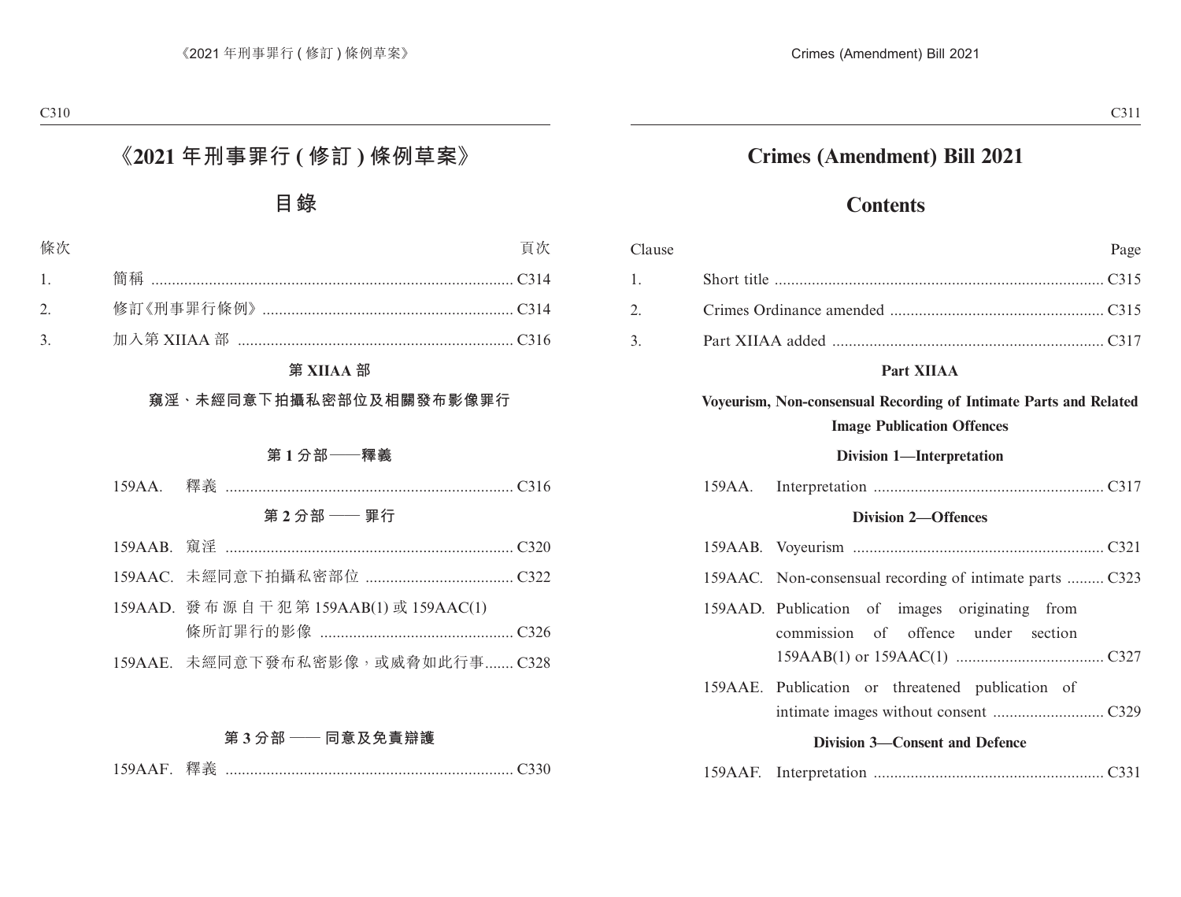# 《2021 年刑事罪行 (修訂) 條例草案》

## 目錄

| 條次 | | 頁次 |
|---|---|---|
| 1. | 簡稱 | C314 |
| 2. | 修訂《刑事罪行條例》 | C314 |
| 3. | 加入第 XIIAA 部 | C316 |

**第 XIIAA 部**

**窺淫、未經同意下拍攝私密部位及相關發布影像罪行**

**第 1 分部——釋義**

| | | |
|---|---|---|
| 159AA. | 釋義 | C316 |

**第 2 分部 —— 罪行**

| | | |
|---|---|---|
| 159AAB. | 窺淫 | C320 |
| 159AAC. | 未經同意下拍攝私密部位 | C322 |
| 159AAD. | 發布源自干犯第 159AAB(1) 或 159AAC(1) 條所訂罪行的影像 | C326 |
| 159AAE. | 未經同意下發布私密影像，或威脅如此行事 | C328 |

**第 3 分部 —— 同意及免責辯護**

| | | |
|---|---|---|
| 159AAF. | 釋義 | C330 |

# Crimes (Amendment) Bill 2021

## Contents

| Clause | | Page |
|---|---|---|
| 1. | Short title | C315 |
| 2. | Crimes Ordinance amended | C315 |
| 3. | Part XIIAA added | C317 |

**Part XIIAA**

**Voyeurism, Non-consensual Recording of Intimate Parts and Related Image Publication Offences**

**Division 1—Interpretation**

| | | |
|---|---|---|
| 159AA. | Interpretation | C317 |

**Division 2—Offences**

| | | |
|---|---|---|
| 159AAB. | Voyeurism | C321 |
| 159AAC. | Non-consensual recording of intimate parts | C323 |
| 159AAD. | Publication of images originating from commission of offence under section 159AAB(1) or 159AAC(1) | C327 |
| 159AAE. | Publication or threatened publication of intimate images without consent | C329 |

**Division 3—Consent and Defence**

| | | |
|---|---|---|
| 159AAF. | Interpretation | C331 |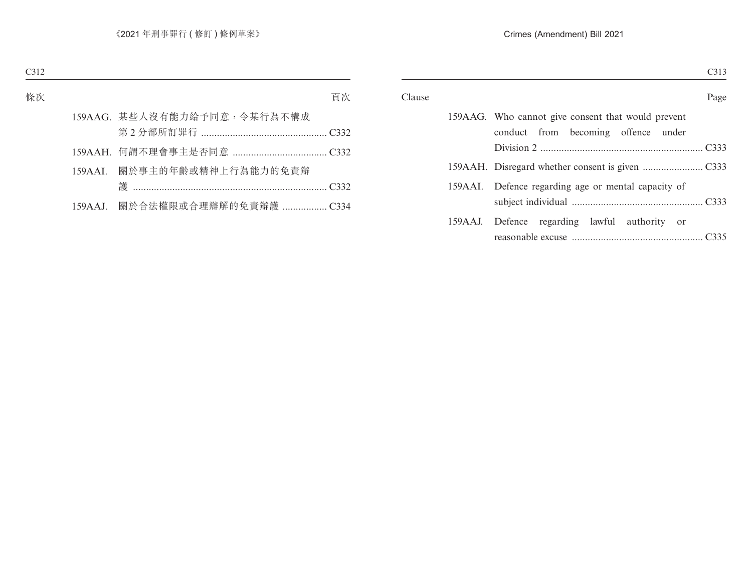| 條次 | | 頁次 |
|---|---|---|
| 159AAG. | 某些人沒有能力給予同意，令某行為不構成第 2 分部所訂罪行 | C332 |
| 159AAH. | 何謂不理會事主是否同意 | C332 |
| 159AAI. | 關於事主的年齡或精神上行為能力的免責辯護 | C332 |
| 159AAJ. | 關於合法權限或合理辯解的免責辯護 | C334 |

| Clause | | Page |
|---|---|---|
| 159AAG. | Who cannot give consent that would prevent conduct from becoming offence under Division 2 | C333 |
| 159AAH. | Disregard whether consent is given | C333 |
| 159AAI. | Defence regarding age or mental capacity of subject individual | C333 |
| 159AAJ. | Defence regarding lawful authority or reasonable excuse | C335 |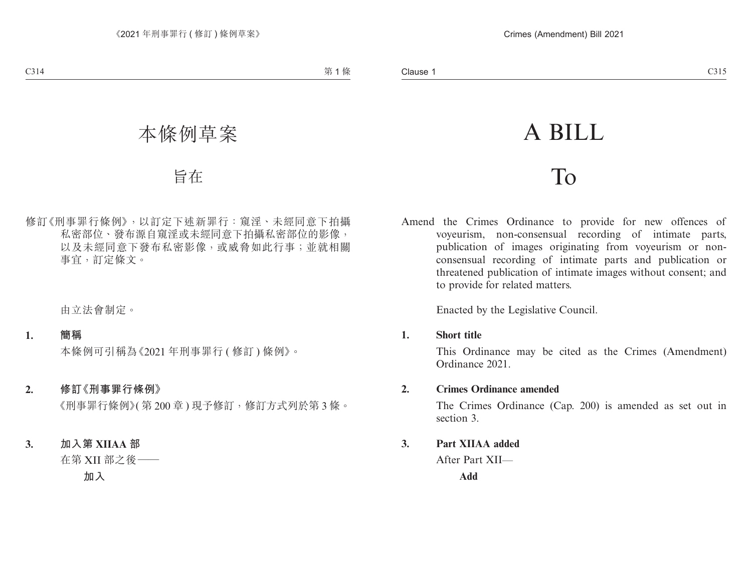# 本條例草案

# 旨在

修訂《刑事罪行條例》，以訂定下述新罪行：窺淫、未經同意下拍攝私密部位、發布源自窺淫或未經同意下拍攝私密部位的影像，以及未經同意下發布私密影像，或威脅如此行事；並就相關事宜，訂定條文。

由立法會制定。

**1. 簡稱**

本條例可引稱為《2021 年刑事罪行 ( 修訂 ) 條例》。

**2. 修訂《刑事罪行條例》**

《刑事罪行條例》( 第 200 章 ) 現予修訂，修訂方式列於第 3 條。

**3. 加入第 XIIAA 部**

在第 XII 部之後——

**加入**

# A BILL

# To

Amend the Crimes Ordinance to provide for new offences of voyeurism, non-consensual recording of intimate parts, publication of images originating from voyeurism or non-consensual recording of intimate parts and publication or threatened publication of intimate images without consent; and to provide for related matters.

Enacted by the Legislative Council.

**1. Short title**

This Ordinance may be cited as the Crimes (Amendment) Ordinance 2021.

**2. Crimes Ordinance amended**

The Crimes Ordinance (Cap. 200) is amended as set out in section 3.

**3. Part XIIAA added**

After Part XII—

**Add**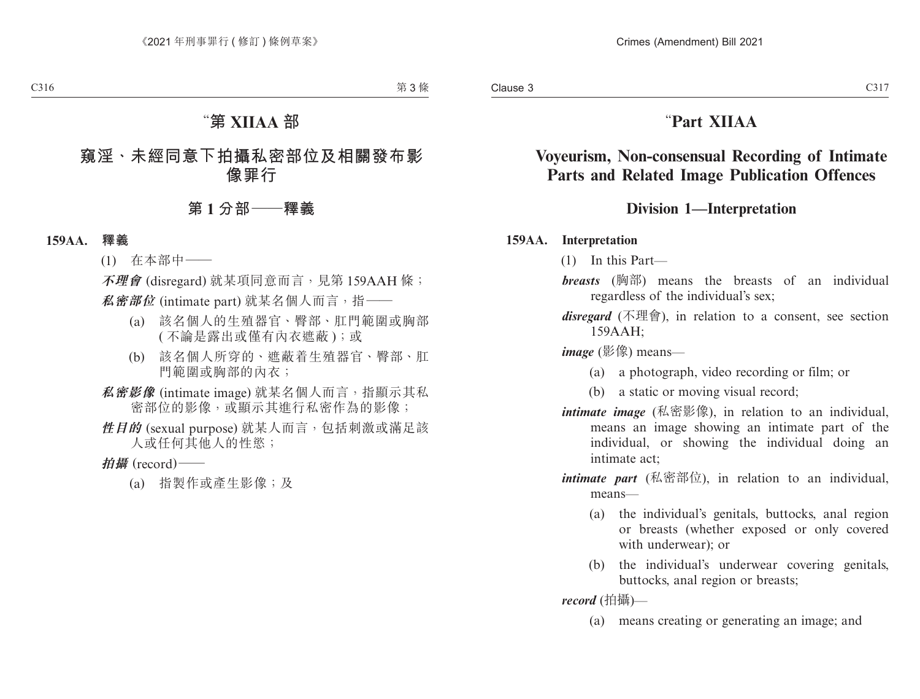# “第 XIIAA 部

# 窺淫、未經同意下拍攝私密部位及相關發布影像罪行

## 第 1 分部——釋義

**159AA. 釋義**

(1) 在本部中——

***不理會*** (disregard) 就某項同意而言，見第 159AAH 條；

***私密部位*** (intimate part) 就某名個人而言，指——

(a) 該名個人的生殖器官、臀部、肛門範圍或胸部 (不論是露出或僅有內衣遮蔽)；或

(b) 該名個人所穿的、遮蔽着生殖器官、臀部、肛門範圍或胸部的內衣；

***私密影像*** (intimate image) 就某名個人而言，指顯示其私密部位的影像，或顯示其進行私密作為的影像；

***性目的*** (sexual purpose) 就某人而言，包括刺激或滿足該人或任何其他人的性慾；

***拍攝*** (record)——

(a) 指製作或產生影像；及

# “Part XIIAA

# Voyeurism, Non-consensual Recording of Intimate Parts and Related Image Publication Offences

## Division 1—Interpretation

**159AA. Interpretation**

(1) In this Part—

***breasts*** (胸部) means the breasts of an individual regardless of the individual’s sex;

***disregard*** (不理會), in relation to a consent, see section 159AAH;

***image*** (影像) means—

(a) a photograph, video recording or film; or

(b) a static or moving visual record;

***intimate image*** (私密影像), in relation to an individual, means an image showing an intimate part of the individual, or showing the individual doing an intimate act;

***intimate part*** (私密部位), in relation to an individual, means—

(a) the individual’s genitals, buttocks, anal region or breasts (whether exposed or only covered with underwear); or

(b) the individual’s underwear covering genitals, buttocks, anal region or breasts;

***record*** (拍攝)—

(a) means creating or generating an image; and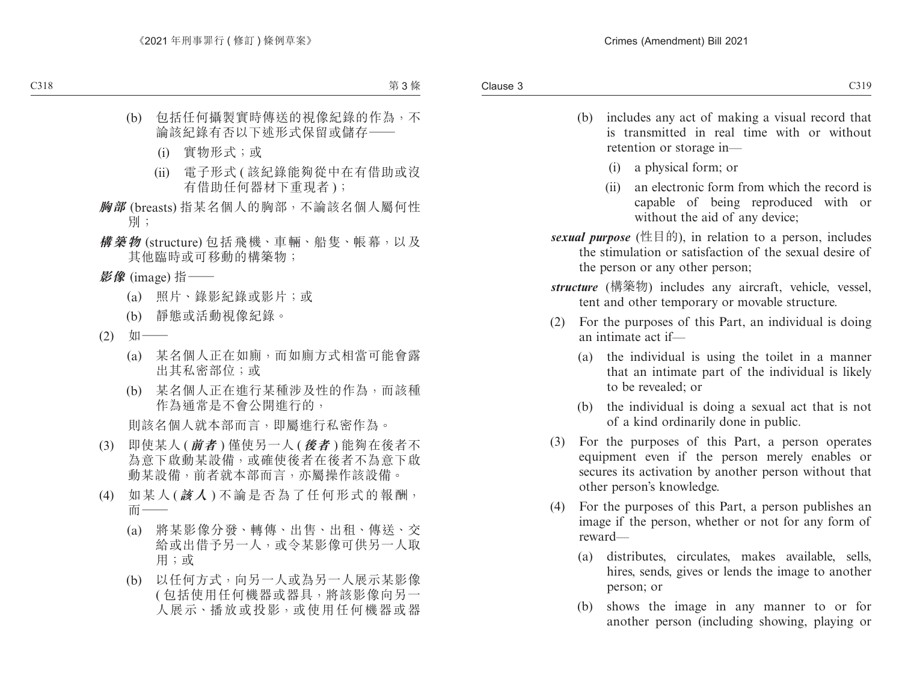(b) 包括任何攝製實時傳送的視像紀錄的作為，不論該紀錄有否以下述形式保留或儲存——

(i) 實物形式；或

(ii) 電子形式 (該紀錄能夠從中在有借助或沒有借助任何器材下重現者)；

***胸部*** (breasts) 指某名個人的胸部，不論該名個人屬何性別；

***構築物*** (structure) 包括飛機、車輛、船隻、帳幕，以及其他臨時或可移動的構築物；

***影像*** (image) 指——

(a) 照片、錄影紀錄或影片；或

(b) 靜態或活動視像紀錄。

(2) 如——

(a) 某名個人正在如廁，而如廁方式相當可能會露出其私密部位；或

(b) 某名個人正在進行某種涉及性的作為，而該種作為通常是不會公開進行的，

則該名個人就本部而言，即屬進行私密作為。

(3) 即使某人 (***前者***) 僅使另一人 (***後者***) 能夠在後者不為意下啟動某設備，或確使後者在後者不為意下啟動某設備，前者就本部而言，亦屬操作該設備。

(4) 如某人 (***該人***) 不論是否為了任何形式的報酬，而——

(a) 將某影像分發、轉傳、出售、出租、傳送、交給或出借予另一人，或令某影像可供另一人取用；或

(b) 以任何方式，向另一人或為另一人展示某影像 (包括使用任何機器或器具，將該影像向另一人展示、播放或投影，或使用任何機器或器

(b) includes any act of making a visual record that is transmitted in real time with or without retention or storage in—

(i) a physical form; or

(ii) an electronic form from which the record is capable of being reproduced with or without the aid of any device;

***sexual purpose*** (性目的), in relation to a person, includes the stimulation or satisfaction of the sexual desire of the person or any other person;

***structure*** (構築物) includes any aircraft, vehicle, vessel, tent and other temporary or movable structure.

(2) For the purposes of this Part, an individual is doing an intimate act if—

(a) the individual is using the toilet in a manner that an intimate part of the individual is likely to be revealed; or

(b) the individual is doing a sexual act that is not of a kind ordinarily done in public.

(3) For the purposes of this Part, a person operates equipment even if the person merely enables or secures its activation by another person without that other person's knowledge.

(4) For the purposes of this Part, a person publishes an image if the person, whether or not for any form of reward—

(a) distributes, circulates, makes available, sells, hires, sends, gives or lends the image to another person; or

(b) shows the image in any manner to or for another person (including showing, playing or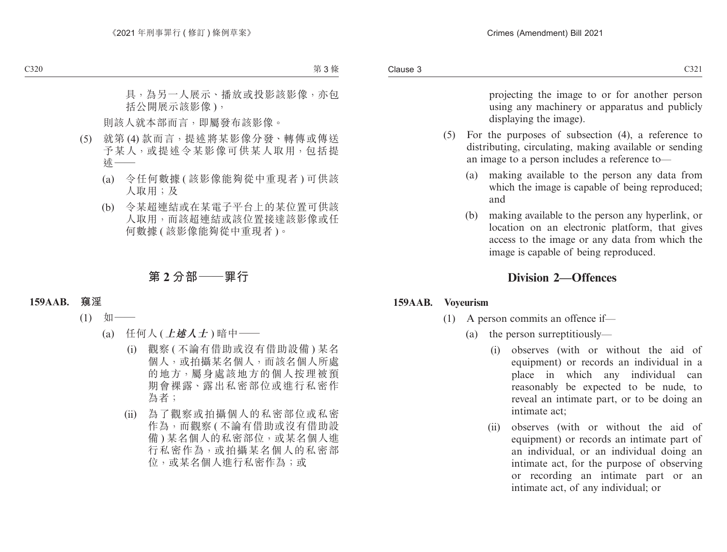具，為另一人展示、播放或投影該影像，亦包括公開展示該影像)，

則該人就本部而言，即屬發布該影像。

(5) 就第(4)款而言，提述將某影像分發、轉傳或傳送予某人，或提述令某影像可供某人取用，包括提述——

(a) 令任何數據(該影像能夠從中重現者)可供該人取用；及

(b) 令某超連結或在某電子平台上的某位置可供該人取用，而該超連結或該位置接達該影像或任何數據(該影像能夠從中重現者)。

## 第2分部——罪行

**159AAB. 窺淫**

(1) 如——

(a) 任何人(***上述人士***)暗中——

(i) 觀察(不論有借助或沒有借助設備)某名個人，或拍攝某名個人，而該名個人所處的地方，屬身處該地方的個人按理被預期會裸露、露出私密部位或進行私密作為者；

(ii) 為了觀察或拍攝個人的私密部位或私密作為，而觀察(不論有借助或沒有借助設備)某名個人的私密部位，或某名個人進行私密作為，或拍攝某名個人的私密部位，或某名個人進行私密作為；或

projecting the image to or for another person using any machinery or apparatus and publicly displaying the image).

(5) For the purposes of subsection (4), a reference to distributing, circulating, making available or sending an image to a person includes a reference to—

(a) making available to the person any data from which the image is capable of being reproduced; and

(b) making available to the person any hyperlink, or location on an electronic platform, that gives access to the image or any data from which the image is capable of being reproduced.

## Division 2—Offences

**159AAB. Voyeurism**

(1) A person commits an offence if—

(a) the person surreptitiously—

(i) observes (with or without the aid of equipment) or records an individual in a place in which any individual can reasonably be expected to be nude, to reveal an intimate part, or to be doing an intimate act;

(ii) observes (with or without the aid of equipment) or records an intimate part of an individual, or an individual doing an intimate act, for the purpose of observing or recording an intimate part or an intimate act, of any individual; or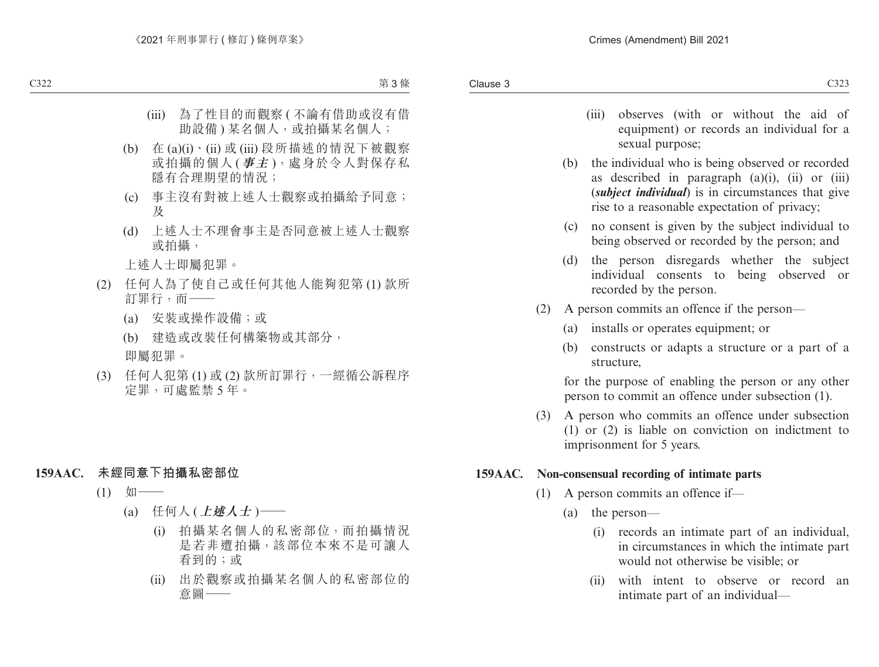(iii) 為了性目的而觀察 ( 不論有借助或沒有借助設備 ) 某名個人，或拍攝某名個人；

(b) 在 (a)(i)、(ii) 或 (iii) 段所描述的情況下被觀察或拍攝的個人 (***事主***)，處身於令人對保存私隱有合理期望的情況；

(c) 事主沒有對被上述人士觀察或拍攝給予同意；及

(d) 上述人士不理會事主是否同意被上述人士觀察或拍攝，

上述人士即屬犯罪。

(2) 任何人為了使自己或任何其他人能夠犯第 (1) 款所訂罪行，而——

(a) 安裝或操作設備；或

(b) 建造或改裝任何構築物或其部分，

即屬犯罪。

(3) 任何人犯第 (1) 或 (2) 款所訂罪行，一經循公訴程序定罪，可處監禁 5 年。

### 159AAC. 未經同意下拍攝私密部位

(1) 如——

(a) 任何人 (***上述人士***)——

(i) 拍攝某名個人的私密部位，而拍攝情況是若非遭拍攝，該部位本來不是可讓人看到的；或

(ii) 出於觀察或拍攝某名個人的私密部位的意圖——

(iii) observes (with or without the aid of equipment) or records an individual for a sexual purpose;

(b) the individual who is being observed or recorded as described in paragraph (a)(i), (ii) or (iii) (***subject individual***) is in circumstances that give rise to a reasonable expectation of privacy;

(c) no consent is given by the subject individual to being observed or recorded by the person; and

(d) the person disregards whether the subject individual consents to being observed or recorded by the person.

(2) A person commits an offence if the person—

(a) installs or operates equipment; or

(b) constructs or adapts a structure or a part of a structure,

for the purpose of enabling the person or any other person to commit an offence under subsection (1).

(3) A person who commits an offence under subsection (1) or (2) is liable on conviction on indictment to imprisonment for 5 years.

### 159AAC. Non-consensual recording of intimate parts

(1) A person commits an offence if—

(a) the person—

(i) records an intimate part of an individual, in circumstances in which the intimate part would not otherwise be visible; or

(ii) with intent to observe or record an intimate part of an individual—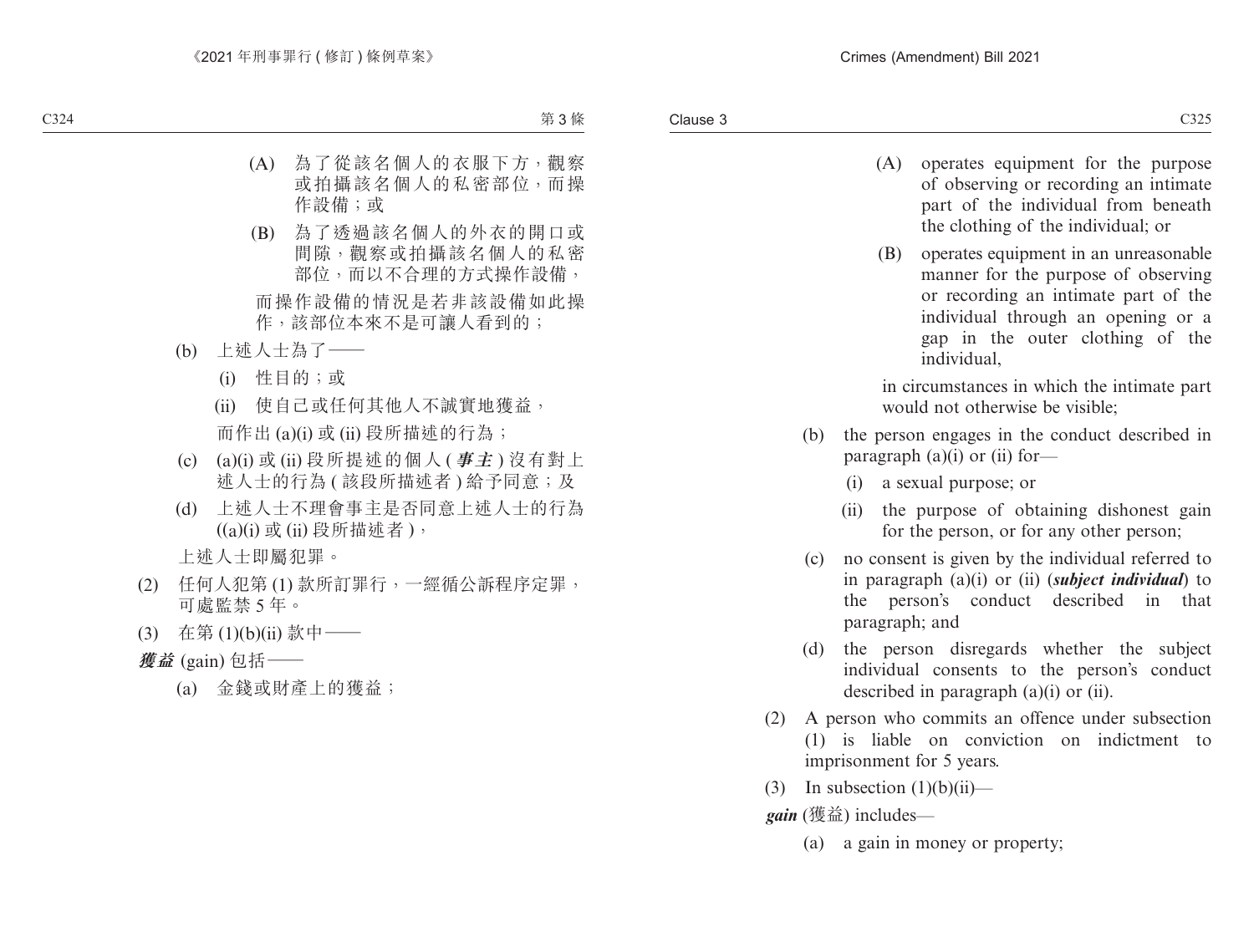(A) 為了從該名個人的衣服下方，觀察或拍攝該名個人的私密部位，而操作設備；或

(B) 為了透過該名個人的外衣的開口或間隙，觀察或拍攝該名個人的私密部位，而以不合理的方式操作設備，

而操作設備的情況是若非該設備如此操作，該部位本來不是可讓人看到的；

(b) 上述人士為了——

(i) 性目的；或

(ii) 使自己或任何其他人不誠實地獲益，

而作出 (a)(i) 或 (ii) 段所描述的行為；

(c) (a)(i) 或 (ii) 段所提述的個人 (***事主***) 沒有對上述人士的行為 (該段所描述者) 給予同意；及

(d) 上述人士不理會事主是否同意上述人士的行為 ((a)(i) 或 (ii) 段所描述者)，

上述人士即屬犯罪。

(2) 任何人犯第 (1) 款所訂罪行，一經循公訴程序定罪，可處監禁 5 年。

(3) 在第 (1)(b)(ii) 款中——

***獲益*** (gain) 包括——

(a) 金錢或財產上的獲益；

(A) operates equipment for the purpose of observing or recording an intimate part of the individual from beneath the clothing of the individual; or

(B) operates equipment in an unreasonable manner for the purpose of observing or recording an intimate part of the individual through an opening or a gap in the outer clothing of the individual,

in circumstances in which the intimate part would not otherwise be visible;

(b) the person engages in the conduct described in paragraph (a)(i) or (ii) for—

(i) a sexual purpose; or

(ii) the purpose of obtaining dishonest gain for the person, or for any other person;

(c) no consent is given by the individual referred to in paragraph (a)(i) or (ii) (***subject individual***) to the person's conduct described in that paragraph; and

(d) the person disregards whether the subject individual consents to the person's conduct described in paragraph (a)(i) or (ii).

(2) A person who commits an offence under subsection (1) is liable on conviction on indictment to imprisonment for 5 years.

(3) In subsection (1)(b)(ii)—

***gain*** (獲益) includes—

(a) a gain in money or property;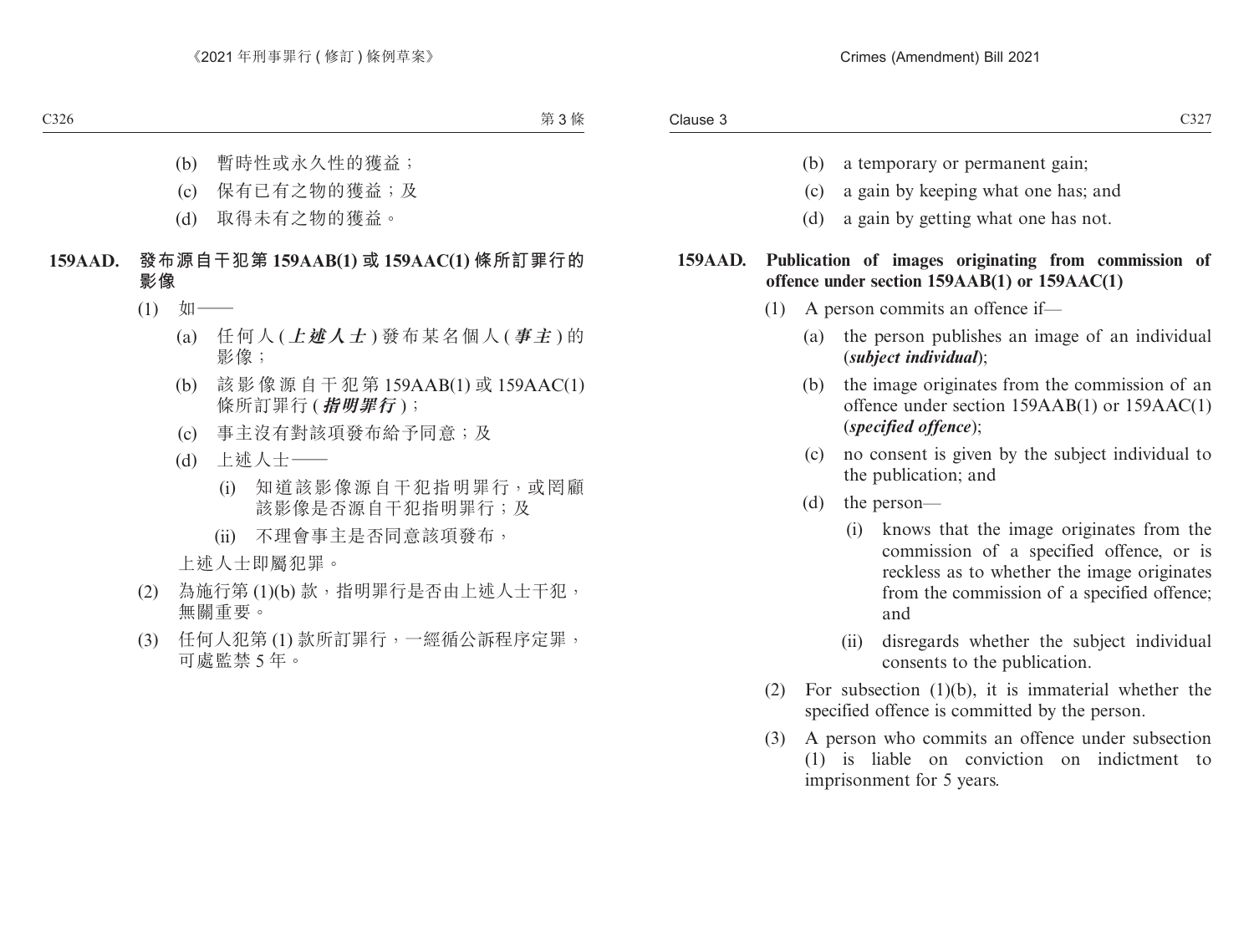(b) 暫時性或永久性的獲益；

(c) 保有已有之物的獲益；及

(d) 取得未有之物的獲益。

**159AAD. 發布源自干犯第 159AAB(1) 或 159AAC(1) 條所訂罪行的影像**

(1) 如——

(a) 任何人 (***上述人士***) 發布某名個人 (***事主***) 的影像；

(b) 該影像源自干犯第 159AAB(1) 或 159AAC(1) 條所訂罪行 (***指明罪行***)；

(c) 事主沒有對該項發布給予同意；及

(d) 上述人士——

(i) 知道該影像源自干犯指明罪行，或罔顧該影像是否源自干犯指明罪行；及

(ii) 不理會事主是否同意該項發布，

上述人士即屬犯罪。

(2) 為施行第 (1)(b) 款，指明罪行是否由上述人士干犯，無關重要。

(3) 任何人犯第 (1) 款所訂罪行，一經循公訴程序定罪，可處監禁 5 年。

(b) a temporary or permanent gain;

(c) a gain by keeping what one has; and

(d) a gain by getting what one has not.

**159AAD. Publication of images originating from commission of offence under section 159AAB(1) or 159AAC(1)**

(1) A person commits an offence if—

(a) the person publishes an image of an individual (***subject individual***);

(b) the image originates from the commission of an offence under section 159AAB(1) or 159AAC(1) (***specified offence***);

(c) no consent is given by the subject individual to the publication; and

(d) the person—

(i) knows that the image originates from the commission of a specified offence, or is reckless as to whether the image originates from the commission of a specified offence; and

(ii) disregards whether the subject individual consents to the publication.

(2) For subsection (1)(b), it is immaterial whether the specified offence is committed by the person.

(3) A person who commits an offence under subsection (1) is liable on conviction on indictment to imprisonment for 5 years.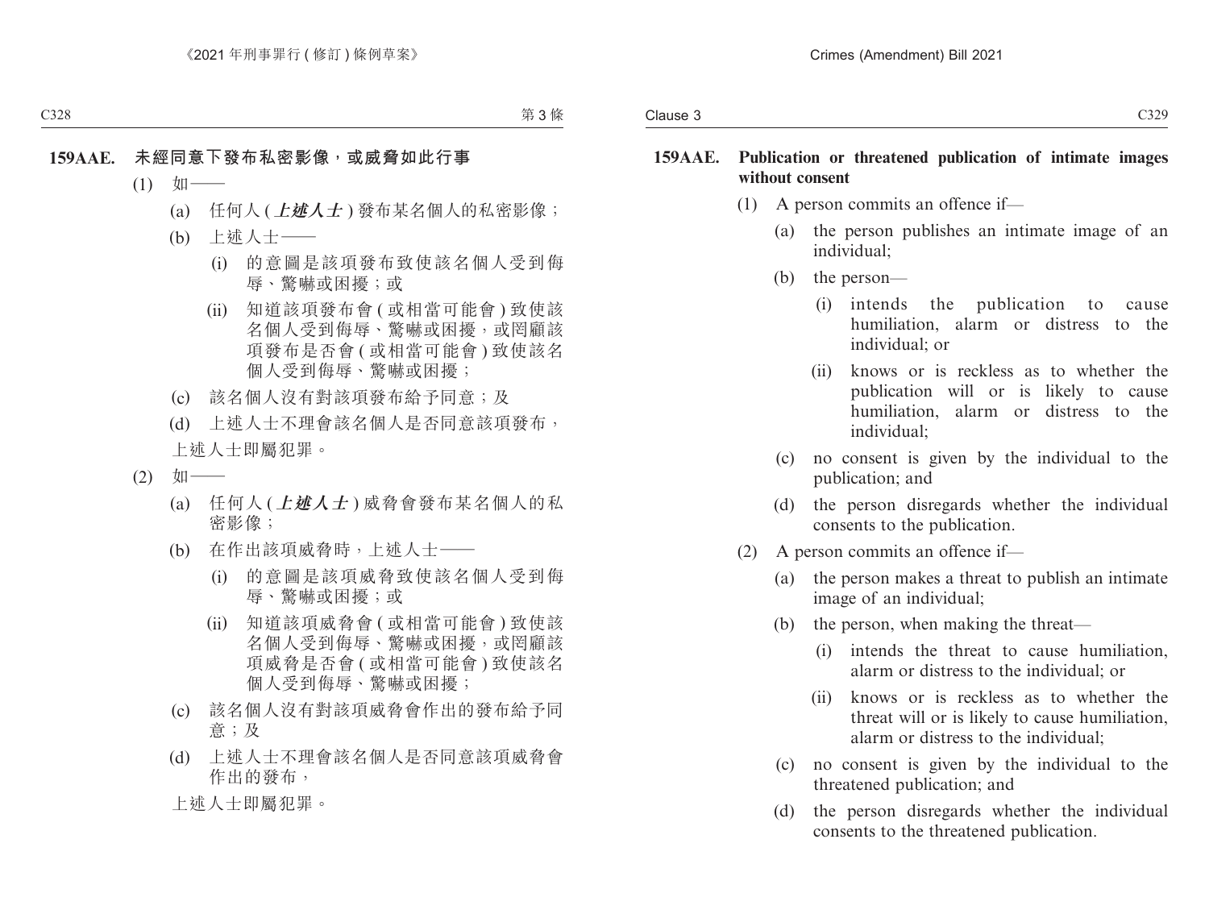## 159AAE. 未經同意下發布私密影像，或威脅如此行事

(1) 如——

(a) 任何人 (***上述人士***) 發布某名個人的私密影像；

(b) 上述人士——

(i) 的意圖是該項發布致使該名個人受到侮辱、驚嚇或困擾；或

(ii) 知道該項發布會 (或相當可能會) 致使該名個人受到侮辱、驚嚇或困擾，或罔顧該項發布是否會 (或相當可能會) 致使該名個人受到侮辱、驚嚇或困擾；

(c) 該名個人沒有對該項發布給予同意；及

(d) 上述人士不理會該名個人是否同意該項發布，

上述人士即屬犯罪。

(2) 如——

(a) 任何人 (***上述人士***) 威脅會發布某名個人的私密影像；

(b) 在作出該項威脅時，上述人士——

(i) 的意圖是該項威脅致使該名個人受到侮辱、驚嚇或困擾；或

(ii) 知道該項威脅會 (或相當可能會) 致使該名個人受到侮辱、驚嚇或困擾，或罔顧該項威脅是否會 (或相當可能會) 致使該名個人受到侮辱、驚嚇或困擾；

(c) 該名個人沒有對該項威脅會作出的發布給予同意；及

(d) 上述人士不理會該名個人是否同意該項威脅會作出的發布，

上述人士即屬犯罪。

## 159AAE. Publication or threatened publication of intimate images without consent

(1) A person commits an offence if—

(a) the person publishes an intimate image of an individual;

(b) the person—

(i) intends the publication to cause humiliation, alarm or distress to the individual; or

(ii) knows or is reckless as to whether the publication will or is likely to cause humiliation, alarm or distress to the individual;

(c) no consent is given by the individual to the publication; and

(d) the person disregards whether the individual consents to the publication.

(2) A person commits an offence if—

(a) the person makes a threat to publish an intimate image of an individual;

(b) the person, when making the threat—

(i) intends the threat to cause humiliation, alarm or distress to the individual; or

(ii) knows or is reckless as to whether the threat will or is likely to cause humiliation, alarm or distress to the individual;

(c) no consent is given by the individual to the threatened publication; and

(d) the person disregards whether the individual consents to the threatened publication.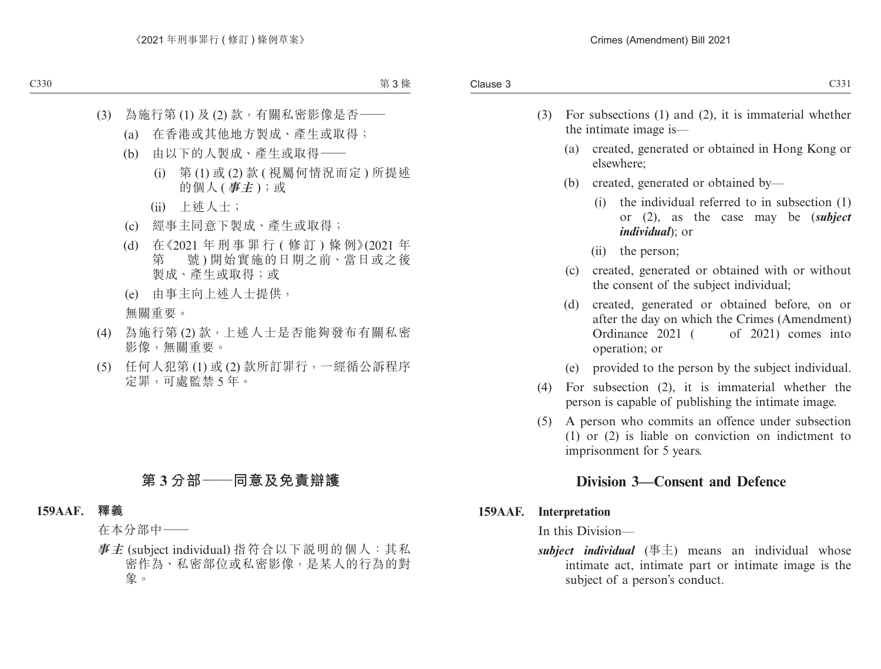(3) 為施行第 (1) 及 (2) 款，有關私密影像是否——

(a) 在香港或其他地方製成、產生或取得；

(b) 由以下的人製成、產生或取得——

(i) 第 (1) 或 (2) 款 (視屬何情況而定) 所提述的個人 (***事主***)；或

(ii) 上述人士；

(c) 經事主同意下製成、產生或取得；

(d) 在《2021 年刑事罪行 (修訂) 條例》(2021 年第　　號) 開始實施的日期之前、當日或之後製成、產生或取得；或

(e) 由事主向上述人士提供，

無關重要。

(4) 為施行第 (2) 款，上述人士是否能夠發布有關私密影像，無關重要。

(5) 任何人犯第 (1) 或 (2) 款所訂罪行，一經循公訴程序定罪，可處監禁 5 年。

## 第 3 分部——同意及免責辯護

**159AAF. 釋義**

在本分部中——

***事主*** (subject individual) 指符合以下說明的個人：其私密作為、私密部位或私密影像，是某人的行為的對象。

(3) For subsections (1) and (2), it is immaterial whether the intimate image is—

(a) created, generated or obtained in Hong Kong or elsewhere;

(b) created, generated or obtained by—

(i) the individual referred to in subsection (1) or (2), as the case may be (***subject individual***); or

(ii) the person;

(c) created, generated or obtained with or without the consent of the subject individual;

(d) created, generated or obtained before, on or after the day on which the Crimes (Amendment) Ordinance 2021 (　　of 2021) comes into operation; or

(e) provided to the person by the subject individual.

(4) For subsection (2), it is immaterial whether the person is capable of publishing the intimate image.

(5) A person who commits an offence under subsection (1) or (2) is liable on conviction on indictment to imprisonment for 5 years.

## Division 3—Consent and Defence

**159AAF. Interpretation**

In this Division—

***subject individual*** (事主) means an individual whose intimate act, intimate part or intimate image is the subject of a person's conduct.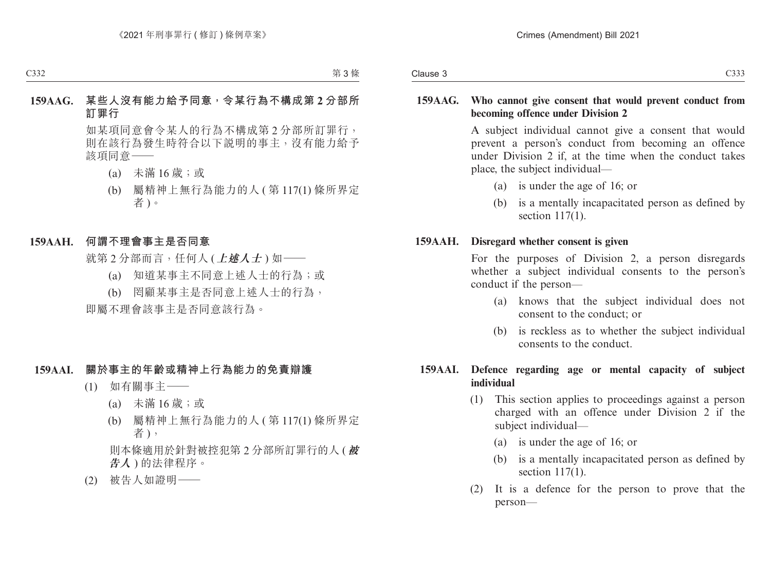**159AAG. 某些人沒有能力給予同意，令某行為不構成第 2 分部所訂罪行**

如某項同意會令某人的行為不構成第 2 分部所訂罪行，則在該行為發生時符合以下說明的事主，沒有能力給予該項同意——

(a) 未滿 16 歲；或

(b) 屬精神上無行為能力的人 (第 117(1) 條所界定者)。

**159AAH. 何謂不理會事主是否同意**

就第 2 分部而言，任何人 (***上述人士***) 如——

(a) 知道某事主不同意上述人士的行為；或

(b) 罔顧某事主是否同意上述人士的行為，

即屬不理會該事主是否同意該行為。

**159AAI. 關於事主的年齡或精神上行為能力的免責辯護**

(1) 如有關事主——

(a) 未滿 16 歲；或

(b) 屬精神上無行為能力的人 (第 117(1) 條所界定者)，

則本條適用於針對被控犯第 2 分部所訂罪行的人 (***被告人***) 的法律程序。

(2) 被告人如證明——

**159AAG. Who cannot give consent that would prevent conduct from becoming offence under Division 2**

A subject individual cannot give a consent that would prevent a person's conduct from becoming an offence under Division 2 if, at the time when the conduct takes place, the subject individual—

(a) is under the age of 16; or

(b) is a mentally incapacitated person as defined by section 117(1).

**159AAH. Disregard whether consent is given**

For the purposes of Division 2, a person disregards whether a subject individual consents to the person's conduct if the person—

(a) knows that the subject individual does not consent to the conduct; or

(b) is reckless as to whether the subject individual consents to the conduct.

**159AAI. Defence regarding age or mental capacity of subject individual**

(1) This section applies to proceedings against a person charged with an offence under Division 2 if the subject individual—

(a) is under the age of 16; or

(b) is a mentally incapacitated person as defined by section 117(1).

(2) It is a defence for the person to prove that the person—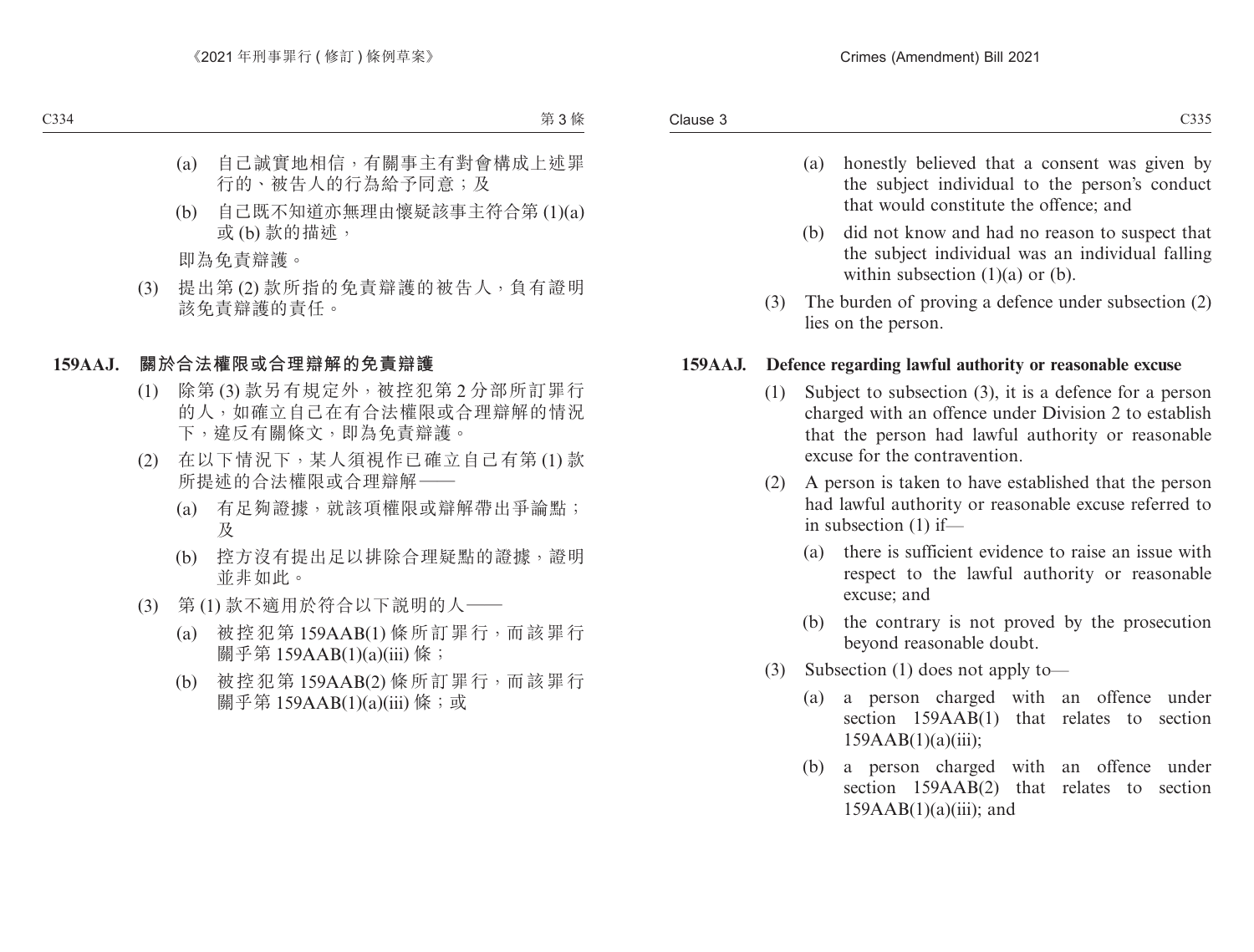(a) 自己誠實地相信，有關事主有對會構成上述罪行的、被告人的行為給予同意；及

(b) 自己既不知道亦無理由懷疑該事主符合第 (1)(a) 或 (b) 款的描述，

即為免責辯護。

(3) 提出第 (2) 款所指的免責辯護的被告人，負有證明該免責辯護的責任。

**159AAJ. 關於合法權限或合理辯解的免責辯護**

(1) 除第 (3) 款另有規定外，被控犯第 2 分部所訂罪行的人，如確立自己在有合法權限或合理辯解的情況下，違反有關條文，即為免責辯護。

(2) 在以下情況下，某人須視作已確立自己有第 (1) 款所提述的合法權限或合理辯解——

(a) 有足夠證據，就該項權限或辯解帶出爭論點；及

(b) 控方沒有提出足以排除合理疑點的證據，證明並非如此。

(3) 第 (1) 款不適用於符合以下說明的人——

(a) 被控犯第 159AAB(1) 條所訂罪行，而該罪行關乎第 159AAB(1)(a)(iii) 條；

(b) 被控犯第 159AAB(2) 條所訂罪行，而該罪行關乎第 159AAB(1)(a)(iii) 條；或

(a) honestly believed that a consent was given by the subject individual to the person's conduct that would constitute the offence; and

(b) did not know and had no reason to suspect that the subject individual was an individual falling within subsection (1)(a) or (b).

(3) The burden of proving a defence under subsection (2) lies on the person.

**159AAJ. Defence regarding lawful authority or reasonable excuse**

(1) Subject to subsection (3), it is a defence for a person charged with an offence under Division 2 to establish that the person had lawful authority or reasonable excuse for the contravention.

(2) A person is taken to have established that the person had lawful authority or reasonable excuse referred to in subsection (1) if—

(a) there is sufficient evidence to raise an issue with respect to the lawful authority or reasonable excuse; and

(b) the contrary is not proved by the prosecution beyond reasonable doubt.

(3) Subsection (1) does not apply to—

(a) a person charged with an offence under section 159AAB(1) that relates to section 159AAB(1)(a)(iii);

(b) a person charged with an offence under section 159AAB(2) that relates to section 159AAB(1)(a)(iii); and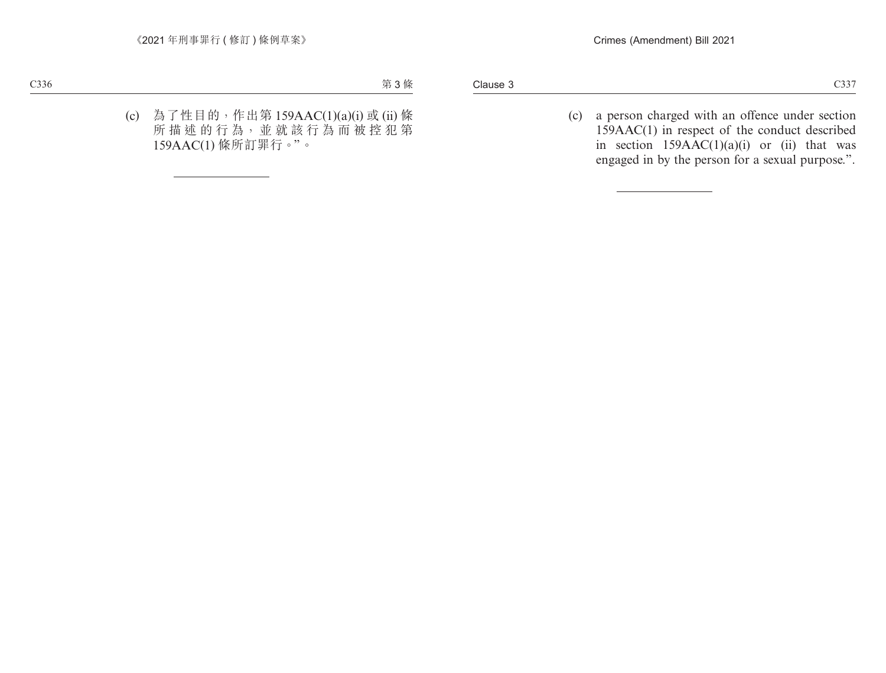(c) 為了性目的，作出第 159AAC(1)(a)(i) 或 (ii) 條所描述的行為，並就該行為而被控犯第 159AAC(1) 條所訂罪行。”。

---

(c) a person charged with an offence under section 159AAC(1) in respect of the conduct described in section 159AAC(1)(a)(i) or (ii) that was engaged in by the person for a sexual purpose.”.

---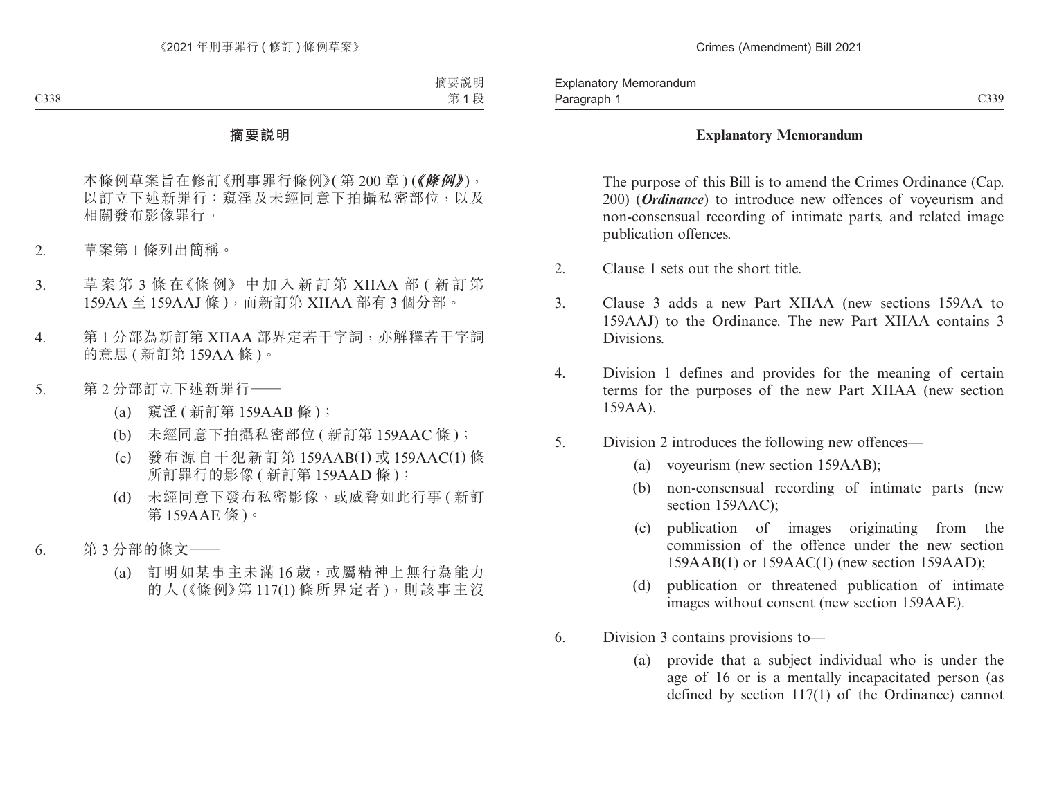# 摘要說明

本條例草案旨在修訂《刑事罪行條例》(第 200 章) (***《條例》***)，以訂立下述新罪行：窺淫及未經同意下拍攝私密部位，以及相關發布影像罪行。

2. 草案第 1 條列出簡稱。

3. 草案第 3 條在《條例》中加入新訂第 XIIAA 部 (新訂第 159AA 至 159AAJ 條)，而新訂第 XIIAA 部有 3 個分部。

4. 第 1 分部為新訂第 XIIAA 部界定若干字詞，亦解釋若干字詞的意思 (新訂第 159AA 條)。

5. 第 2 分部訂立下述新罪行——
   - (a) 窺淫 (新訂第 159AAB 條)；
   - (b) 未經同意下拍攝私密部位 (新訂第 159AAC 條)；
   - (c) 發布源自干犯新訂第 159AAB(1) 或 159AAC(1) 條所訂罪行的影像 (新訂第 159AAD 條)；
   - (d) 未經同意下發布私密影像，或威脅如此行事 (新訂第 159AAE 條)。

6. 第 3 分部的條文——
   - (a) 訂明如某事主未滿 16 歲，或屬精神上無行為能力的人 (《條例》第 117(1) 條所界定者)，則該事主沒

# Explanatory Memorandum

The purpose of this Bill is to amend the Crimes Ordinance (Cap. 200) (***Ordinance***) to introduce new offences of voyeurism and non-consensual recording of intimate parts, and related image publication offences.

2. Clause 1 sets out the short title.

3. Clause 3 adds a new Part XIIAA (new sections 159AA to 159AAJ) to the Ordinance. The new Part XIIAA contains 3 Divisions.

4. Division 1 defines and provides for the meaning of certain terms for the purposes of the new Part XIIAA (new section 159AA).

5. Division 2 introduces the following new offences—
   - (a) voyeurism (new section 159AAB);
   - (b) non-consensual recording of intimate parts (new section 159AAC);
   - (c) publication of images originating from the commission of the offence under the new section 159AAB(1) or 159AAC(1) (new section 159AAD);
   - (d) publication or threatened publication of intimate images without consent (new section 159AAE).

6. Division 3 contains provisions to—
   - (a) provide that a subject individual who is under the age of 16 or is a mentally incapacitated person (as defined by section 117(1) of the Ordinance) cannot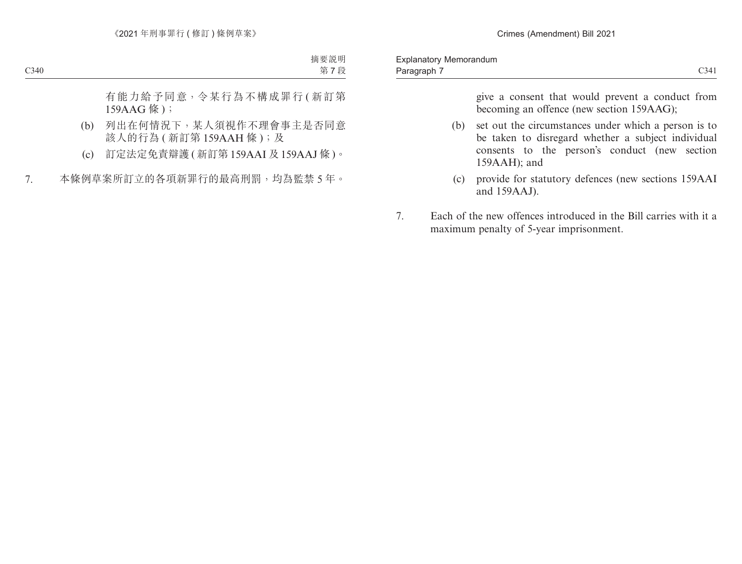有能力給予同意，令某行為不構成罪行 ( 新訂第 159AAG 條 )；

(b) 列出在何情況下，某人須視作不理會事主是否同意該人的行為 ( 新訂第 159AAH 條 )；及

(c) 訂定法定免責辯護 ( 新訂第 159AAI 及 159AAJ 條 )。

7. 本條例草案所訂立的各項新罪行的最高刑罰，均為監禁 5 年。

give a consent that would prevent a conduct from becoming an offence (new section 159AAG);

(b) set out the circumstances under which a person is to be taken to disregard whether a subject individual consents to the person's conduct (new section 159AAH); and

(c) provide for statutory defences (new sections 159AAI and 159AAJ).

7. Each of the new offences introduced in the Bill carries with it a maximum penalty of 5-year imprisonment.